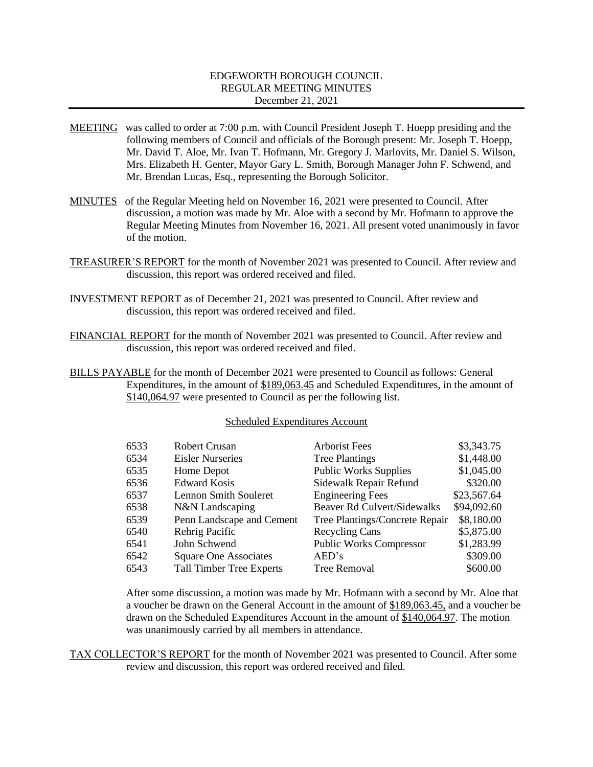# EDGEWORTH BOROUGH COUNCIL
## REGULAR MEETING MINUTES
### December 21, 2021

MEETING was called to order at 7:00 p.m. with Council President Joseph T. Hoepp presiding and the following members of Council and officials of the Borough present: Mr. Joseph T. Hoepp, Mr. David T. Aloe, Mr. Ivan T. Hofmann, Mr. Gregory J. Marlovits, Mr. Daniel S. Wilson, Mrs. Elizabeth H. Genter, Mayor Gary L. Smith, Borough Manager John F. Schwend, and Mr. Brendan Lucas, Esq., representing the Borough Solicitor.

MINUTES of the Regular Meeting held on November 16, 2021 were presented to Council. After discussion, a motion was made by Mr. Aloe with a second by Mr. Hofmann to approve the Regular Meeting Minutes from November 16, 2021. All present voted unanimously in favor of the motion.

TREASURER'S REPORT for the month of November 2021 was presented to Council. After review and discussion, this report was ordered received and filed.

INVESTMENT REPORT as of December 21, 2021 was presented to Council. After review and discussion, this report was ordered received and filed.

FINANCIAL REPORT for the month of November 2021 was presented to Council. After review and discussion, this report was ordered received and filed.

BILLS PAYABLE for the month of December 2021 were presented to Council as follows: General Expenditures, in the amount of $189,063.45 and Scheduled Expenditures, in the amount of $140,064.97 were presented to Council as per the following list.

Scheduled Expenditures Account

| | | | |
|---|---|---|---|
| 6533 | Robert Crusan | Arborist Fees | $3,343.75 |
| 6534 | Eisler Nurseries | Tree Plantings | $1,448.00 |
| 6535 | Home Depot | Public Works Supplies | $1,045.00 |
| 6536 | Edward Kosis | Sidewalk Repair Refund | $320.00 |
| 6537 | Lennon Smith Souleret | Engineering Fees | $23,567.64 |
| 6538 | N&N Landscaping | Beaver Rd Culvert/Sidewalks | $94,092.60 |
| 6539 | Penn Landscape and Cement | Tree Plantings/Concrete Repair | $8,180.00 |
| 6540 | Rehrig Pacific | Recycling Cans | $5,875.00 |
| 6541 | John Schwend | Public Works Compressor | $1,283.99 |
| 6542 | Square One Associates | AED's | $309.00 |
| 6543 | Tall Timber Tree Experts | Tree Removal | $600.00 |

After some discussion, a motion was made by Mr. Hofmann with a second by Mr. Aloe that a voucher be drawn on the General Account in the amount of $189,063.45, and a voucher be drawn on the Scheduled Expenditures Account in the amount of $140,064.97. The motion was unanimously carried by all members in attendance.

TAX COLLECTOR'S REPORT for the month of November 2021 was presented to Council. After some review and discussion, this report was ordered received and filed.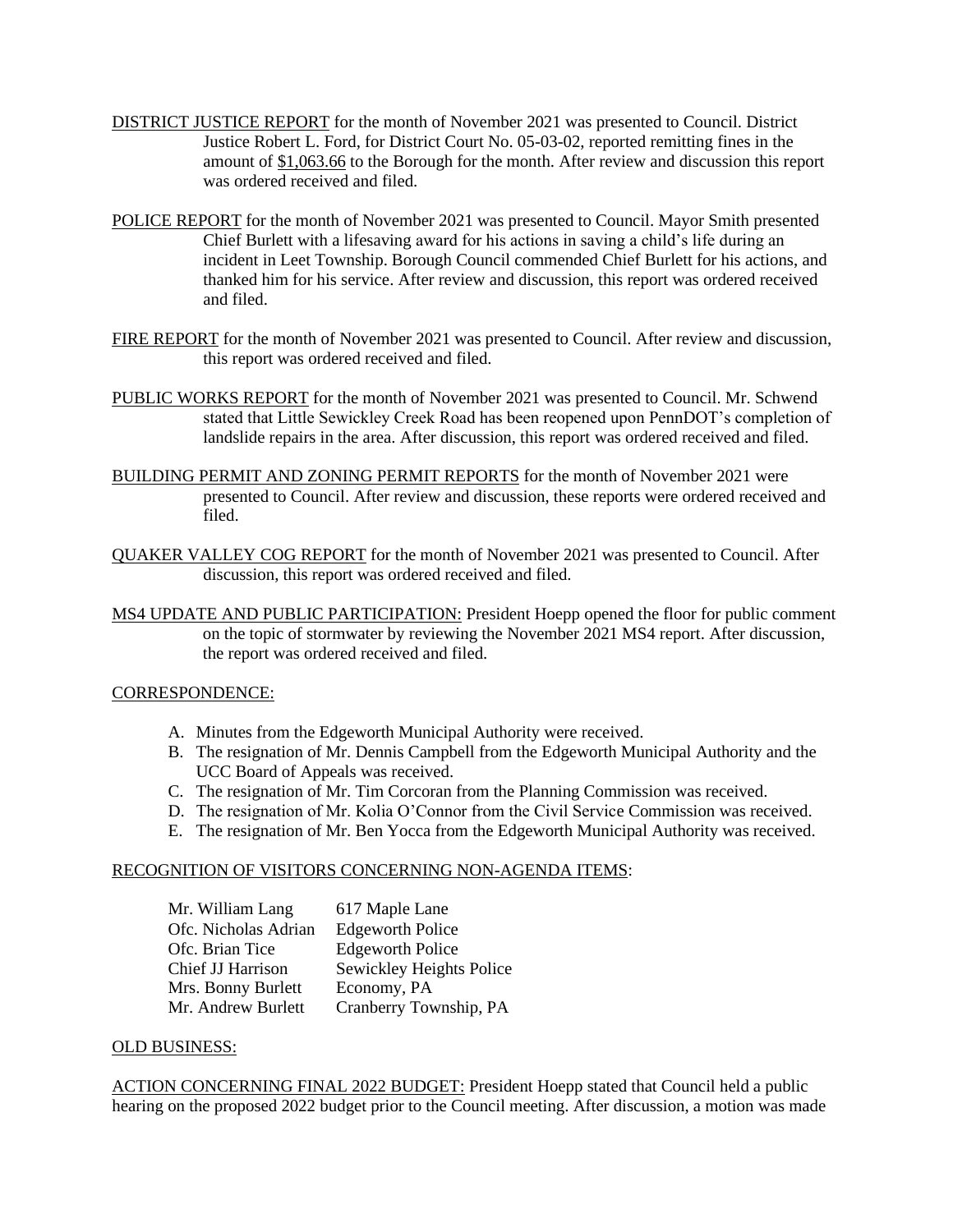DISTRICT JUSTICE REPORT for the month of November 2021 was presented to Council. District Justice Robert L. Ford, for District Court No. 05-03-02, reported remitting fines in the amount of $1,063.66 to the Borough for the month. After review and discussion this report was ordered received and filed.

POLICE REPORT for the month of November 2021 was presented to Council. Mayor Smith presented Chief Burlett with a lifesaving award for his actions in saving a child's life during an incident in Leet Township. Borough Council commended Chief Burlett for his actions, and thanked him for his service. After review and discussion, this report was ordered received and filed.

FIRE REPORT for the month of November 2021 was presented to Council. After review and discussion, this report was ordered received and filed.

PUBLIC WORKS REPORT for the month of November 2021 was presented to Council. Mr. Schwend stated that Little Sewickley Creek Road has been reopened upon PennDOT's completion of landslide repairs in the area. After discussion, this report was ordered received and filed.

BUILDING PERMIT AND ZONING PERMIT REPORTS for the month of November 2021 were presented to Council. After review and discussion, these reports were ordered received and filed.

QUAKER VALLEY COG REPORT for the month of November 2021 was presented to Council. After discussion, this report was ordered received and filed.

MS4 UPDATE AND PUBLIC PARTICIPATION: President Hoepp opened the floor for public comment on the topic of stormwater by reviewing the November 2021 MS4 report. After discussion, the report was ordered received and filed.

CORRESPONDENCE:

A. Minutes from the Edgeworth Municipal Authority were received.
B. The resignation of Mr. Dennis Campbell from the Edgeworth Municipal Authority and the UCC Board of Appeals was received.
C. The resignation of Mr. Tim Corcoran from the Planning Commission was received.
D. The resignation of Mr. Kolia O'Connor from the Civil Service Commission was received.
E. The resignation of Mr. Ben Yocca from the Edgeworth Municipal Authority was received.

RECOGNITION OF VISITORS CONCERNING NON-AGENDA ITEMS:

| | |
|---|---|
| Mr. William Lang | 617 Maple Lane |
| Ofc. Nicholas Adrian | Edgeworth Police |
| Ofc. Brian Tice | Edgeworth Police |
| Chief JJ Harrison | Sewickley Heights Police |
| Mrs. Bonny Burlett | Economy, PA |
| Mr. Andrew Burlett | Cranberry Township, PA |

OLD BUSINESS:

ACTION CONCERNING FINAL 2022 BUDGET: President Hoepp stated that Council held a public hearing on the proposed 2022 budget prior to the Council meeting. After discussion, a motion was made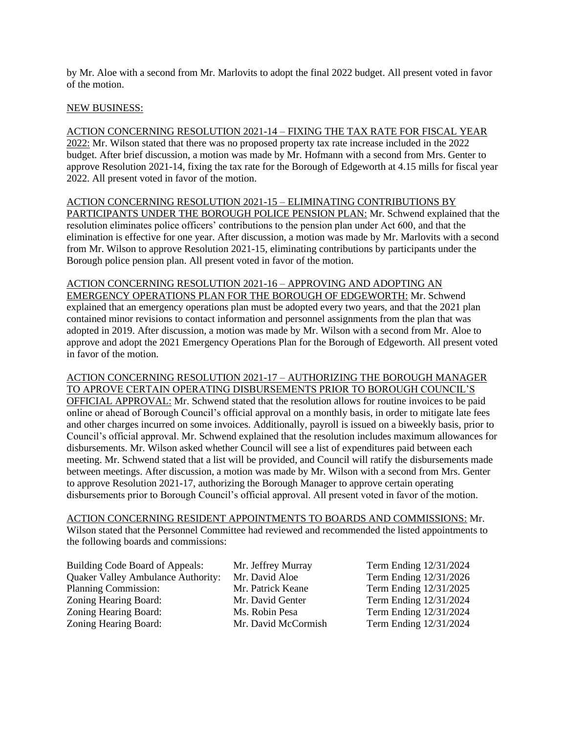by Mr. Aloe with a second from Mr. Marlovits to adopt the final 2022 budget. All present voted in favor of the motion.

NEW BUSINESS:

ACTION CONCERNING RESOLUTION 2021-14 – FIXING THE TAX RATE FOR FISCAL YEAR 2022: Mr. Wilson stated that there was no proposed property tax rate increase included in the 2022 budget. After brief discussion, a motion was made by Mr. Hofmann with a second from Mrs. Genter to approve Resolution 2021-14, fixing the tax rate for the Borough of Edgeworth at 4.15 mills for fiscal year 2022. All present voted in favor of the motion.

ACTION CONCERNING RESOLUTION 2021-15 – ELIMINATING CONTRIBUTIONS BY PARTICIPANTS UNDER THE BOROUGH POLICE PENSION PLAN: Mr. Schwend explained that the resolution eliminates police officers' contributions to the pension plan under Act 600, and that the elimination is effective for one year. After discussion, a motion was made by Mr. Marlovits with a second from Mr. Wilson to approve Resolution 2021-15, eliminating contributions by participants under the Borough police pension plan. All present voted in favor of the motion.

ACTION CONCERNING RESOLUTION 2021-16 – APPROVING AND ADOPTING AN EMERGENCY OPERATIONS PLAN FOR THE BOROUGH OF EDGEWORTH: Mr. Schwend explained that an emergency operations plan must be adopted every two years, and that the 2021 plan contained minor revisions to contact information and personnel assignments from the plan that was adopted in 2019. After discussion, a motion was made by Mr. Wilson with a second from Mr. Aloe to approve and adopt the 2021 Emergency Operations Plan for the Borough of Edgeworth. All present voted in favor of the motion.

ACTION CONCERNING RESOLUTION 2021-17 – AUTHORIZING THE BOROUGH MANAGER TO APROVE CERTAIN OPERATING DISBURSEMENTS PRIOR TO BOROUGH COUNCIL'S OFFICIAL APPROVAL: Mr. Schwend stated that the resolution allows for routine invoices to be paid online or ahead of Borough Council's official approval on a monthly basis, in order to mitigate late fees and other charges incurred on some invoices. Additionally, payroll is issued on a biweekly basis, prior to Council's official approval. Mr. Schwend explained that the resolution includes maximum allowances for disbursements. Mr. Wilson asked whether Council will see a list of expenditures paid between each meeting. Mr. Schwend stated that a list will be provided, and Council will ratify the disbursements made between meetings. After discussion, a motion was made by Mr. Wilson with a second from Mrs. Genter to approve Resolution 2021-17, authorizing the Borough Manager to approve certain operating disbursements prior to Borough Council's official approval. All present voted in favor of the motion.

ACTION CONCERNING RESIDENT APPOINTMENTS TO BOARDS AND COMMISSIONS: Mr. Wilson stated that the Personnel Committee had reviewed and recommended the listed appointments to the following boards and commissions:

| | | |
|---|---|---|
| Building Code Board of Appeals: | Mr. Jeffrey Murray | Term Ending 12/31/2024 |
| Quaker Valley Ambulance Authority: | Mr. David Aloe | Term Ending 12/31/2026 |
| Planning Commission: | Mr. Patrick Keane | Term Ending 12/31/2025 |
| Zoning Hearing Board: | Mr. David Genter | Term Ending 12/31/2024 |
| Zoning Hearing Board: | Ms. Robin Pesa | Term Ending 12/31/2024 |
| Zoning Hearing Board: | Mr. David McCormish | Term Ending 12/31/2024 |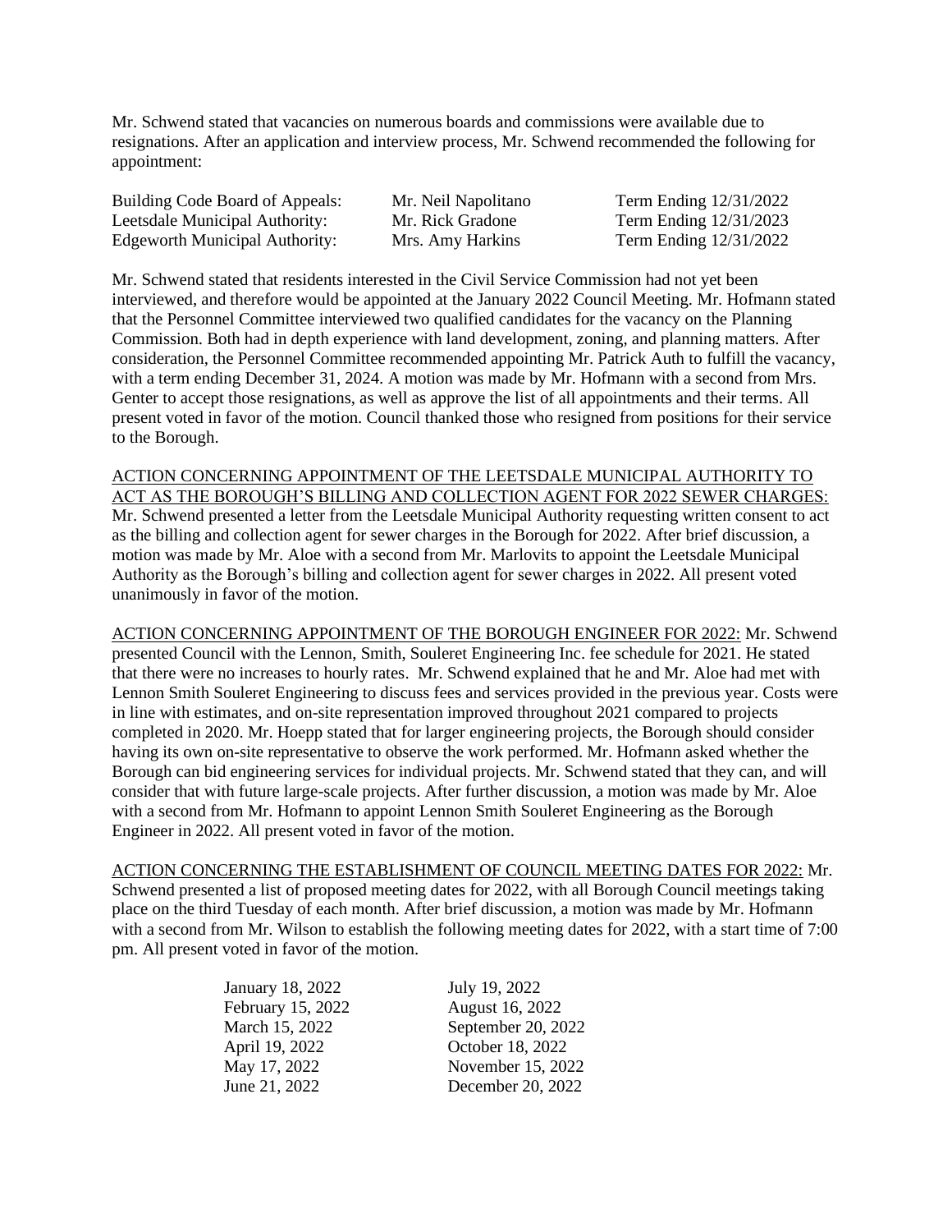Mr. Schwend stated that vacancies on numerous boards and commissions were available due to resignations. After an application and interview process, Mr. Schwend recommended the following for appointment:

| | | |
|---|---|---|
| Building Code Board of Appeals: | Mr. Neil Napolitano | Term Ending 12/31/2022 |
| Leetsdale Municipal Authority: | Mr. Rick Gradone | Term Ending 12/31/2023 |
| Edgeworth Municipal Authority: | Mrs. Amy Harkins | Term Ending 12/31/2022 |

Mr. Schwend stated that residents interested in the Civil Service Commission had not yet been interviewed, and therefore would be appointed at the January 2022 Council Meeting. Mr. Hofmann stated that the Personnel Committee interviewed two qualified candidates for the vacancy on the Planning Commission. Both had in depth experience with land development, zoning, and planning matters. After consideration, the Personnel Committee recommended appointing Mr. Patrick Auth to fulfill the vacancy, with a term ending December 31, 2024. A motion was made by Mr. Hofmann with a second from Mrs. Genter to accept those resignations, as well as approve the list of all appointments and their terms. All present voted in favor of the motion. Council thanked those who resigned from positions for their service to the Borough.

ACTION CONCERNING APPOINTMENT OF THE LEETSDALE MUNICIPAL AUTHORITY TO ACT AS THE BOROUGH'S BILLING AND COLLECTION AGENT FOR 2022 SEWER CHARGES: Mr. Schwend presented a letter from the Leetsdale Municipal Authority requesting written consent to act as the billing and collection agent for sewer charges in the Borough for 2022. After brief discussion, a motion was made by Mr. Aloe with a second from Mr. Marlovits to appoint the Leetsdale Municipal Authority as the Borough's billing and collection agent for sewer charges in 2022. All present voted unanimously in favor of the motion.

ACTION CONCERNING APPOINTMENT OF THE BOROUGH ENGINEER FOR 2022: Mr. Schwend presented Council with the Lennon, Smith, Souleret Engineering Inc. fee schedule for 2021. He stated that there were no increases to hourly rates. Mr. Schwend explained that he and Mr. Aloe had met with Lennon Smith Souleret Engineering to discuss fees and services provided in the previous year. Costs were in line with estimates, and on-site representation improved throughout 2021 compared to projects completed in 2020. Mr. Hoepp stated that for larger engineering projects, the Borough should consider having its own on-site representative to observe the work performed. Mr. Hofmann asked whether the Borough can bid engineering services for individual projects. Mr. Schwend stated that they can, and will consider that with future large-scale projects. After further discussion, a motion was made by Mr. Aloe with a second from Mr. Hofmann to appoint Lennon Smith Souleret Engineering as the Borough Engineer in 2022. All present voted in favor of the motion.

ACTION CONCERNING THE ESTABLISHMENT OF COUNCIL MEETING DATES FOR 2022: Mr. Schwend presented a list of proposed meeting dates for 2022, with all Borough Council meetings taking place on the third Tuesday of each month. After brief discussion, a motion was made by Mr. Hofmann with a second from Mr. Wilson to establish the following meeting dates for 2022, with a start time of 7:00 pm. All present voted in favor of the motion.

| | |
|---|---|
| January 18, 2022 | July 19, 2022 |
| February 15, 2022 | August 16, 2022 |
| March 15, 2022 | September 20, 2022 |
| April 19, 2022 | October 18, 2022 |
| May 17, 2022 | November 15, 2022 |
| June 21, 2022 | December 20, 2022 |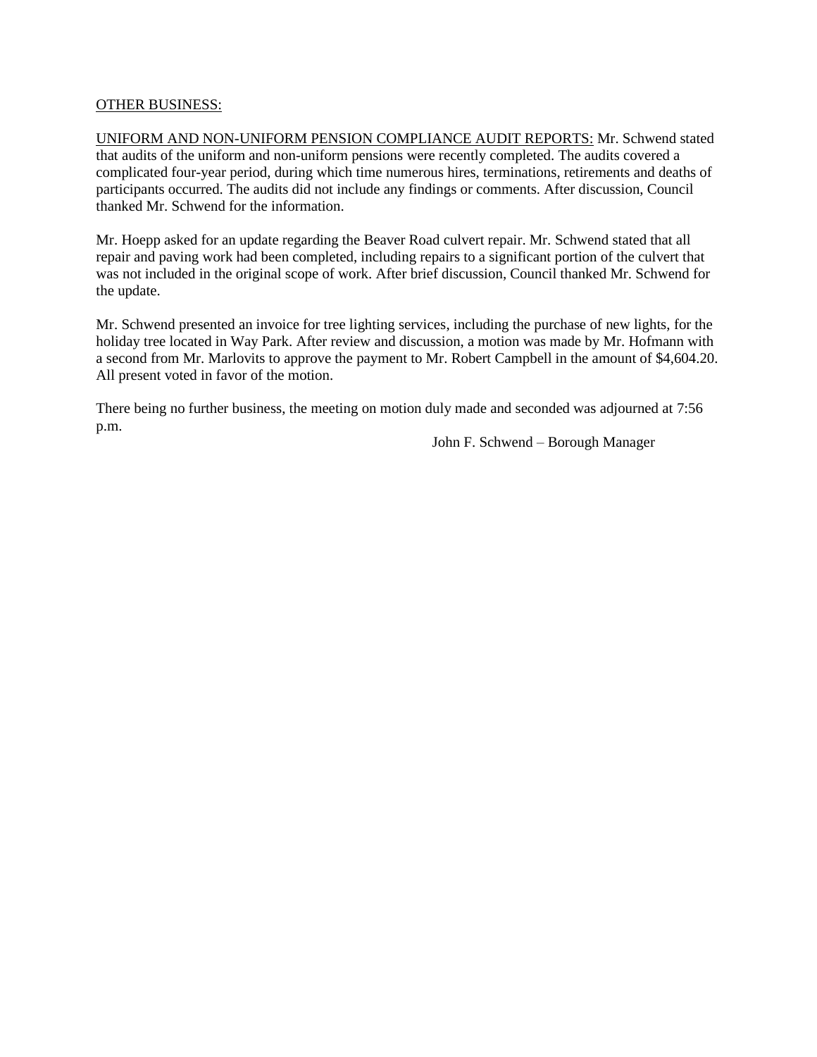OTHER BUSINESS:

UNIFORM AND NON-UNIFORM PENSION COMPLIANCE AUDIT REPORTS: Mr. Schwend stated that audits of the uniform and non-uniform pensions were recently completed. The audits covered a complicated four-year period, during which time numerous hires, terminations, retirements and deaths of participants occurred. The audits did not include any findings or comments. After discussion, Council thanked Mr. Schwend for the information.

Mr. Hoepp asked for an update regarding the Beaver Road culvert repair. Mr. Schwend stated that all repair and paving work had been completed, including repairs to a significant portion of the culvert that was not included in the original scope of work. After brief discussion, Council thanked Mr. Schwend for the update.

Mr. Schwend presented an invoice for tree lighting services, including the purchase of new lights, for the holiday tree located in Way Park. After review and discussion, a motion was made by Mr. Hofmann with a second from Mr. Marlovits to approve the payment to Mr. Robert Campbell in the amount of $4,604.20. All present voted in favor of the motion.

There being no further business, the meeting on motion duly made and seconded was adjourned at 7:56 p.m.

John F. Schwend – Borough Manager